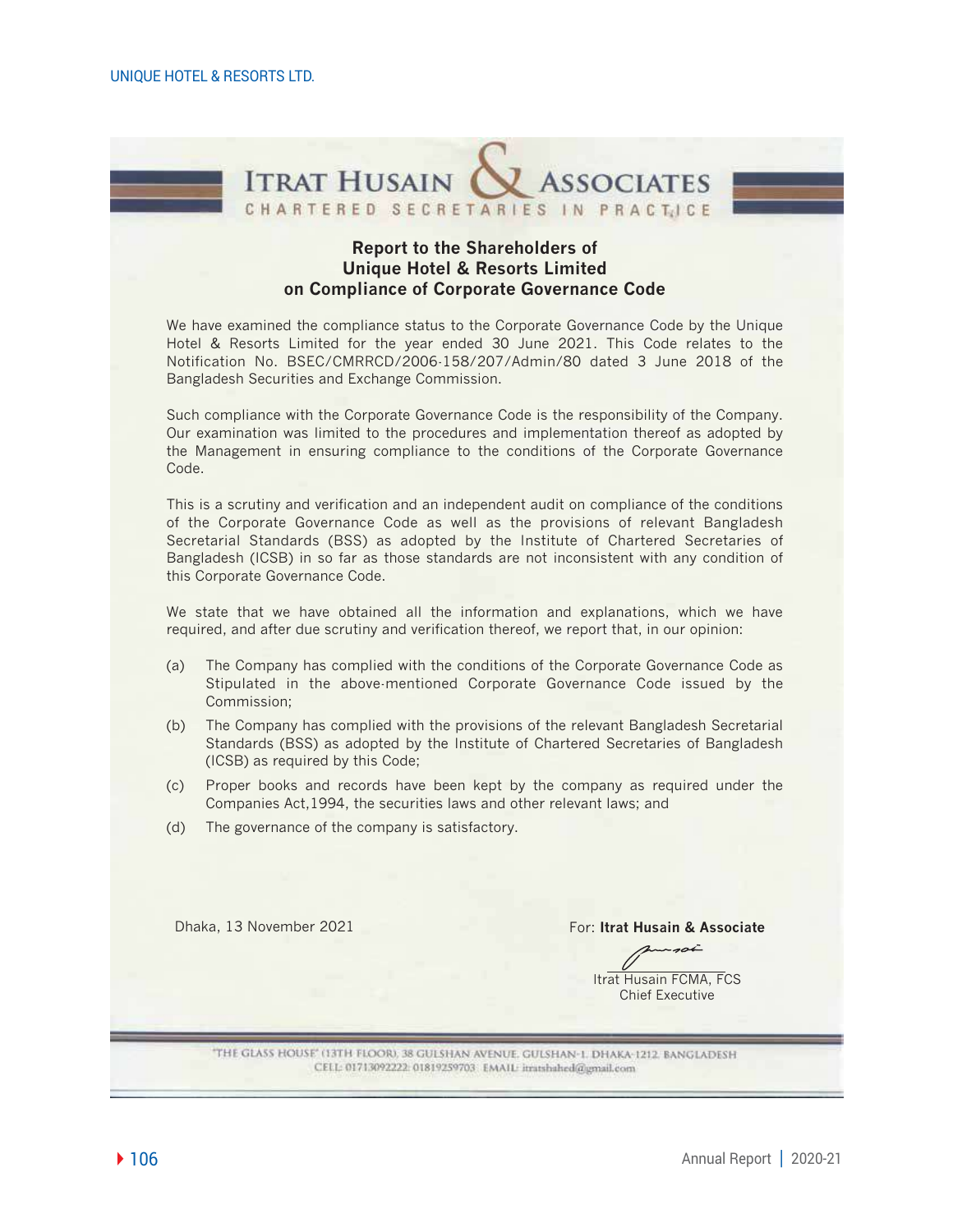# ITRAT HUSAIN & ASSOCIATES

CHARTERED SECRETARIES IN PRACTICE

## Report to the Shareholders of Unique Hotel & Resorts Limited on Compliance of Corporate Governance Code

We have examined the compliance status to the Corporate Governance Code by the Unique Hotel & Resorts Limited for the year ended 30 June 2021. This Code relates to the Notification No. BSEC/CMRRCD/2006-158/207/Admin/80 dated 3 June 2018 of the Bangladesh Securities and Exchange Commission.

Such compliance with the Corporate Governance Code is the responsibility of the Company. Our examination was limited to the procedures and implementation thereof as adopted by the Management in ensuring compliance to the conditions of the Corporate Governance Code.

This is a scrutiny and verification and an independent audit on compliance of the conditions of the Corporate Governance Code as well as the provisions of relevant Bangladesh Secretarial Standards (BSS) as adopted by the Institute of Chartered Secretaries of Bangladesh (ICSB) in so far as those standards are not inconsistent with any condition of this Corporate Governance Code.

We state that we have obtained all the information and explanations, which we have required, and after due scrutiny and verification thereof, we report that, in our opinion:

(a) The Company has complied with the conditions of the Corporate Governance Code as Stipulated in the above-mentioned Corporate Governance Code issued by the Commission;

(b) The Company has complied with the provisions of the relevant Bangladesh Secretarial Standards (BSS) as adopted by the Institute of Chartered Secretaries of Bangladesh (ICSB) as required by this Code;

(c) Proper books and records have been kept by the company as required under the Companies Act,1994, the securities laws and other relevant laws; and

(d) The governance of the company is satisfactory.

Dhaka, 13 November 2021

For: **Itrat Husain & Associate**

Itrat Husain FCMA, FCS
Chief Executive

"THE GLASS HOUSE" (13TH FLOOR), 38 GULSHAN AVENUE, GULSHAN-1, DHAKA-1212, BANGLADESH
CELL: 01713092222, 01819259703 EMAIL: itratshahed@gmail.com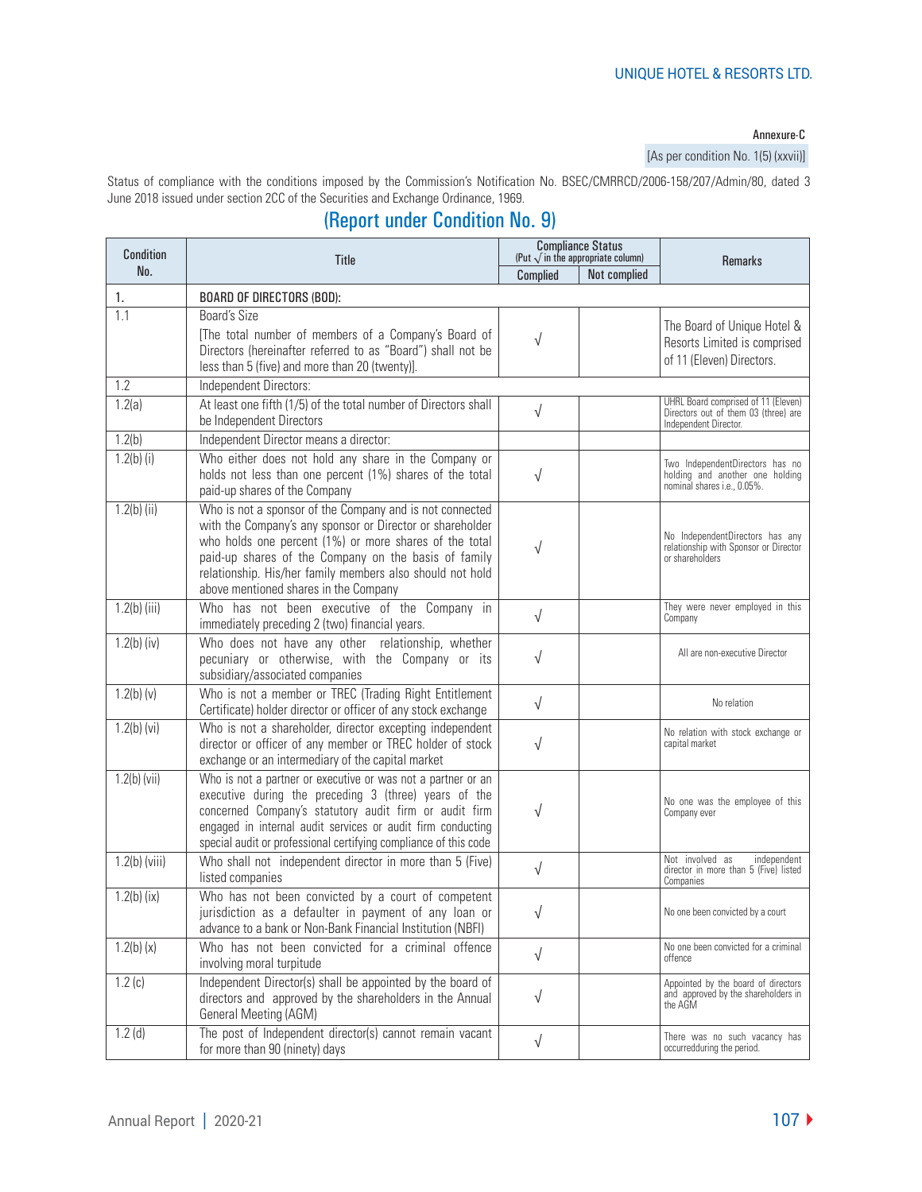Annexure-C

[As per condition No. 1(5) (xxvii)]

Status of compliance with the conditions imposed by the Commission's Notification No. BSEC/CMRRCD/2006-158/207/Admin/80, dated 3 June 2018 issued under section 2CC of the Securities and Exchange Ordinance, 1969.

## (Report under Condition No. 9)

| Condition No. | Title | Compliance Status (Put √ in the appropriate column) | | Remarks |
|---|---|---|---|---|
| | | Complied | Not complied | |
| 1. | BOARD OF DIRECTORS (BOD): | | | |
| 1.1 | Board's Size<br>[The total number of members of a Company's Board of Directors (hereinafter referred to as "Board") shall not be less than 5 (five) and more than 20 (twenty)]. | √ | | The Board of Unique Hotel & Resorts Limited is comprised of 11 (Eleven) Directors. |
| 1.2 | Independent Directors: | | | |
| 1.2(a) | At least one fifth (1/5) of the total number of Directors shall be Independent Directors | √ | | UHRL Board comprised of 11 (Eleven) Directors out of them 03 (three) are Independent Director. |
| 1.2(b) | Independent Director means a director: | | | |
| 1.2(b) (i) | Who either does not hold any share in the Company or holds not less than one percent (1%) shares of the total paid-up shares of the Company | √ | | Two IndependentDirectors has no holding and another one holding nominal shares i.e., 0.05%. |
| 1.2(b) (ii) | Who is not a sponsor of the Company and is not connected with the Company's any sponsor or Director or shareholder who holds one percent (1%) or more shares of the total paid-up shares of the Company on the basis of family relationship. His/her family members also should not hold above mentioned shares in the Company | √ | | No IndependentDirectors has any relationship with Sponsor or Director or shareholders |
| 1.2(b) (iii) | Who has not been executive of the Company in immediately preceding 2 (two) financial years. | √ | | They were never employed in this Company |
| 1.2(b) (iv) | Who does not have any other relationship, whether pecuniary or otherwise, with the Company or its subsidiary/associated companies | √ | | All are non-executive Director |
| 1.2(b) (v) | Who is not a member or TREC (Trading Right Entitlement Certificate) holder director or officer of any stock exchange | √ | | No relation |
| 1.2(b) (vi) | Who is not a shareholder, director excepting independent director or officer of any member or TREC holder of stock exchange or an intermediary of the capital market | √ | | No relation with stock exchange or capital market |
| 1.2(b) (vii) | Who is not a partner or executive or was not a partner or an executive during the preceding 3 (three) years of the concerned Company's statutory audit firm or audit firm engaged in internal audit services or audit firm conducting special audit or professional certifying compliance of this code | √ | | No one was the employee of this Company ever |
| 1.2(b) (viii) | Who shall not independent director in more than 5 (Five) listed companies | √ | | Not involved as independent director in more than 5 (Five) listed Companies |
| 1.2(b) (ix) | Who has not been convicted by a court of competent jurisdiction as a defaulter in payment of any loan or advance to a bank or Non-Bank Financial Institution (NBFI) | √ | | No one been convicted by a court |
| 1.2(b) (x) | Who has not been convicted for a criminal offence involving moral turpitude | √ | | No one been convicted for a criminal offence |
| 1.2 (c) | Independent Director(s) shall be appointed by the board of directors and approved by the shareholders in the Annual General Meeting (AGM) | √ | | Appointed by the board of directors and approved by the shareholders in the AGM |
| 1.2 (d) | The post of Independent director(s) cannot remain vacant for more than 90 (ninety) days | √ | | There was no such vacancy has occurredduring the period. |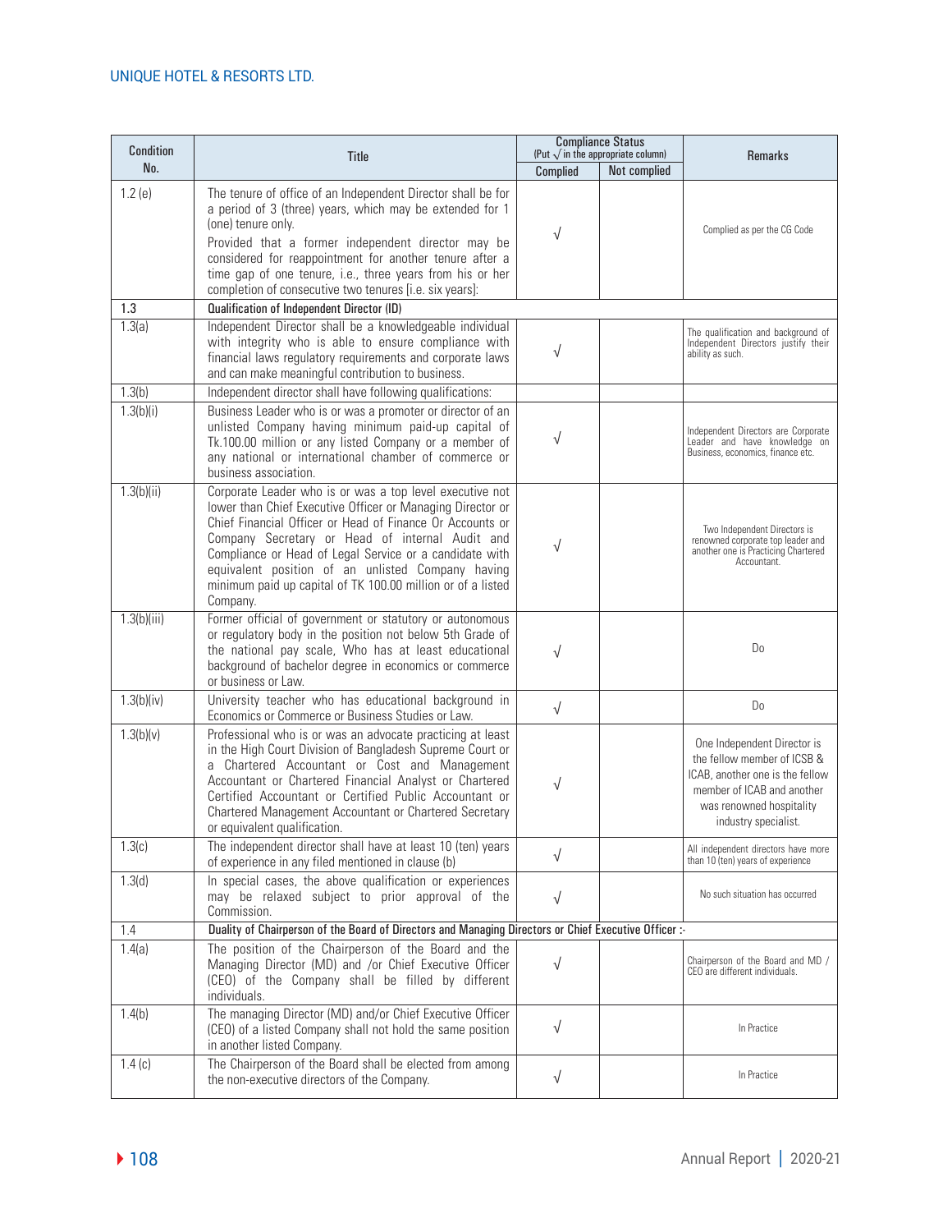| Condition No. | Title | Compliance Status (Put √ in the appropriate column) | | Remarks |
|---|---|---|---|---|
| | | Complied | Not complied | |
| 1.2 (e) | The tenure of office of an Independent Director shall be for a period of 3 (three) years, which may be extended for 1 (one) tenure only. Provided that a former independent director may be considered for reappointment for another tenure after a time gap of one tenure, i.e., three years from his or her completion of consecutive two tenures [i.e. six years]: | √ | | Complied as per the CG Code |
| 1.3 | **Qualification of Independent Director (ID)** | | | |
| 1.3(a) | Independent Director shall be a knowledgeable individual with integrity who is able to ensure compliance with financial laws regulatory requirements and corporate laws and can make meaningful contribution to business. | √ | | The qualification and background of Independent Directors justify their ability as such. |
| 1.3(b) | Independent director shall have following qualifications: | | | |
| 1.3(b)(i) | Business Leader who is or was a promoter or director of an unlisted Company having minimum paid-up capital of Tk.100.00 million or any listed Company or a member of any national or international chamber of commerce or business association. | √ | | Independent Directors are Corporate Leader and have knowledge on Business, economics, finance etc. |
| 1.3(b)(ii) | Corporate Leader who is or was a top level executive not lower than Chief Executive Officer or Managing Director or Chief Financial Officer or Head of Finance Or Accounts or Company Secretary or Head of internal Audit and Compliance or Head of Legal Service or a candidate with equivalent position of an unlisted Company having minimum paid up capital of TK 100.00 million or of a listed Company. | √ | | Two Independent Directors is renowned corporate top leader and another one is Practicing Chartered Accountant. |
| 1.3(b)(iii) | Former official of government or statutory or autonomous or regulatory body in the position not below 5th Grade of the national pay scale, Who has at least educational background of bachelor degree in economics or commerce or business or Law. | √ | | Do |
| 1.3(b)(iv) | University teacher who has educational background in Economics or Commerce or Business Studies or Law. | √ | | Do |
| 1.3(b)(v) | Professional who is or was an advocate practicing at least in the High Court Division of Bangladesh Supreme Court or a Chartered Accountant or Cost and Management Accountant or Chartered Financial Analyst or Chartered Certified Accountant or Certified Public Accountant or Chartered Management Accountant or Chartered Secretary or equivalent qualification. | √ | | One Independent Director is the fellow member of ICSB & ICAB, another one is the fellow member of ICAB and another was renowned hospitality industry specialist. |
| 1.3(c) | The independent director shall have at least 10 (ten) years of experience in any filed mentioned in clause (b) | √ | | All independent directors have more than 10 (ten) years of experience |
| 1.3(d) | In special cases, the above qualification or experiences may be relaxed subject to prior approval of the Commission. | √ | | No such situation has occurred |
| 1.4 | **Duality of Chairperson of the Board of Directors and Managing Directors or Chief Executive Officer :-** | | | |
| 1.4(a) | The position of the Chairperson of the Board and the Managing Director (MD) and /or Chief Executive Officer (CEO) of the Company shall be filled by different individuals. | √ | | Chairperson of the Board and MD / CEO are different individuals. |
| 1.4(b) | The managing Director (MD) and/or Chief Executive Officer (CEO) of a listed Company shall not hold the same position in another listed Company. | √ | | In Practice |
| 1.4 (c) | The Chairperson of the Board shall be elected from among the non-executive directors of the Company. | √ | | In Practice |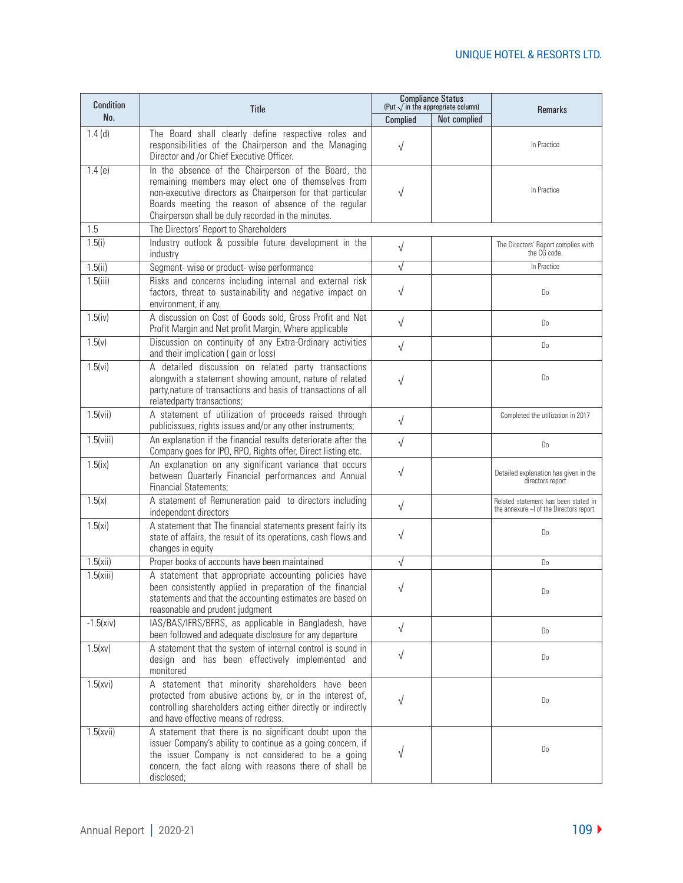| Condition No. | Title | Compliance Status (Put √ in the appropriate column) | | Remarks |
|---|---|---|---|---|
| | | Complied | Not complied | |
| 1.4 (d) | The Board shall clearly define respective roles and responsibilities of the Chairperson and the Managing Director and /or Chief Executive Officer. | √ | | In Practice |
| 1.4 (e) | In the absence of the Chairperson of the Board, the remaining members may elect one of themselves from non-executive directors as Chairperson for that particular Boards meeting the reason of absence of the regular Chairperson shall be duly recorded in the minutes. | √ | | In Practice |
| 1.5 | The Directors' Report to Shareholders | | | |
| 1.5(i) | Industry outlook & possible future development in the industry | √ | | The Directors' Report complies with the CG code. |
| 1.5(ii) | Segment- wise or product- wise performance | √ | | In Practice |
| 1.5(iii) | Risks and concerns including internal and external risk factors, threat to sustainability and negative impact on environment, if any. | √ | | Do |
| 1.5(iv) | A discussion on Cost of Goods sold, Gross Profit and Net Profit Margin and Net profit Margin, Where applicable | √ | | Do |
| 1.5(v) | Discussion on continuity of any Extra-Ordinary activities and their implication ( gain or loss) | √ | | Do |
| 1.5(vi) | A detailed discussion on related party transactions alongwith a statement showing amount, nature of related party,nature of transactions and basis of transactions of all relatedparty transactions; | √ | | Do |
| 1.5(vii) | A statement of utilization of proceeds raised through publicissues, rights issues and/or any other instruments; | √ | | Completed the utilization in 2017 |
| 1.5(viii) | An explanation if the financial results deteriorate after the Company goes for IPO, RPO, Rights offer, Direct listing etc. | √ | | Do |
| 1.5(ix) | An explanation on any significant variance that occurs between Quarterly Financial performances and Annual Financial Statements; | √ | | Detailed explanation has given in the directors report |
| 1.5(x) | A statement of Remuneration paid to directors including independent directors | √ | | Related statement has been stated in the annexure –I of the Directors report |
| 1.5(xi) | A statement that The financial statements present fairly its state of affairs, the result of its operations, cash flows and changes in equity | √ | | Do |
| 1.5(xii) | Proper books of accounts have been maintained | √ | | Do |
| 1.5(xiii) | A statement that appropriate accounting policies have been consistently applied in preparation of the financial statements and that the accounting estimates are based on reasonable and prudent judgment | √ | | Do |
| -1.5(xiv) | IAS/BAS/IFRS/BFRS, as applicable in Bangladesh, have been followed and adequate disclosure for any departure | √ | | Do |
| 1.5(xv) | A statement that the system of internal control is sound in design and has been effectively implemented and monitored | √ | | Do |
| 1.5(xvi) | A statement that minority shareholders have been protected from abusive actions by, or in the interest of, controlling shareholders acting either directly or indirectly and have effective means of redress. | √ | | Do |
| 1.5(xvii) | A statement that there is no significant doubt upon the issuer Company's ability to continue as a going concern, if the issuer Company is not considered to be a going concern, the fact along with reasons there of shall be disclosed; | √ | | Do |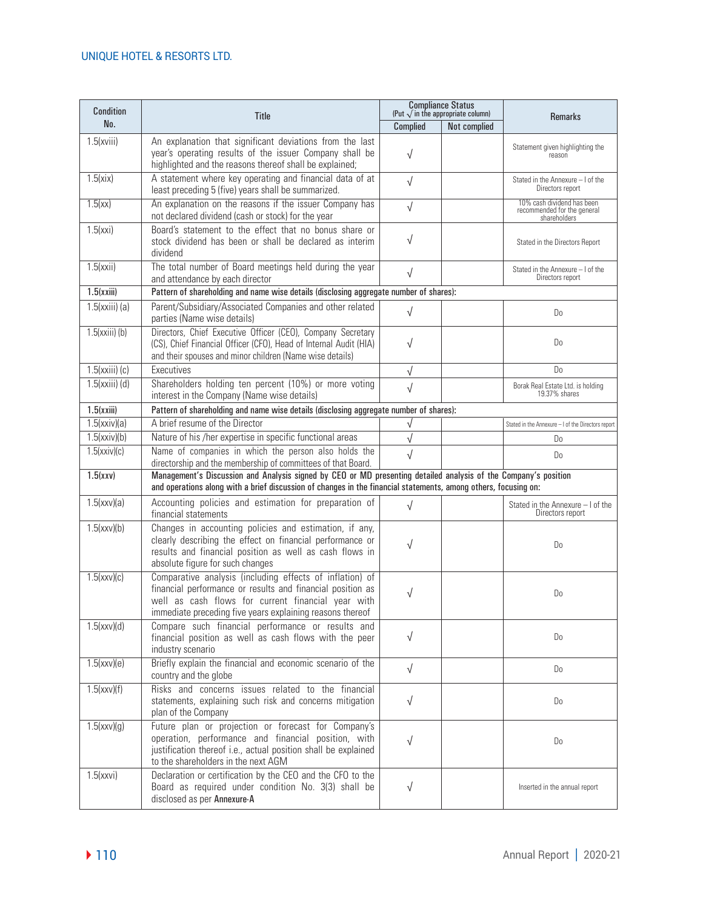| Condition No. | Title | Compliance Status (Put √ in the appropriate column) | | Remarks |
|---|---|---|---|---|
| | | Complied | Not complied | |
| 1.5(xviii) | An explanation that significant deviations from the last year's operating results of the issuer Company shall be highlighted and the reasons thereof shall be explained; | √ | | Statement given highlighting the reason |
| 1.5(xix) | A statement where key operating and financial data of at least preceding 5 (five) years shall be summarized. | √ | | Stated in the Annexure – I of the Directors report |
| 1.5(xx) | An explanation on the reasons if the issuer Company has not declared dividend (cash or stock) for the year | √ | | 10% cash dividend has been recommended for the general shareholders |
| 1.5(xxi) | Board's statement to the effect that no bonus share or stock dividend has been or shall be declared as interim dividend | √ | | Stated in the Directors Report |
| 1.5(xxii) | The total number of Board meetings held during the year and attendance by each director | √ | | Stated in the Annexure – I of the Directors report |
| **1.5(xxiii)** | **Pattern of shareholding and name wise details (disclosing aggregate number of shares):** | | | |
| 1.5(xxiii) (a) | Parent/Subsidiary/Associated Companies and other related parties (Name wise details) | √ | | Do |
| 1.5(xxiii) (b) | Directors, Chief Executive Officer (CEO), Company Secretary (CS), Chief Financial Officer (CFO), Head of Internal Audit (HIA) and their spouses and minor children (Name wise details) | √ | | Do |
| 1.5(xxiii) (c) | Executives | √ | | Do |
| 1.5(xxiii) (d) | Shareholders holding ten percent (10%) or more voting interest in the Company (Name wise details) | √ | | Borak Real Estate Ltd. is holding 19.37% shares |
| **1.5(xxiii)** | **Pattern of shareholding and name wise details (disclosing aggregate number of shares):** | | | |
| 1.5(xxiv)(a) | A brief resume of the Director | √ | | Stated in the Annexure – I of the Directors report |
| 1.5(xxiv)(b) | Nature of his /her expertise in specific functional areas | √ | | Do |
| 1.5(xxiv)(c) | Name of companies in which the person also holds the directorship and the membership of committees of that Board. | √ | | Do |
| **1.5(xxv)** | **Management's Discussion and Analysis signed by CEO or MD presenting detailed analysis of the Company's position and operations along with a brief discussion of changes in the financial statements, among others, focusing on:** | | | |
| 1.5(xxv)(a) | Accounting policies and estimation for preparation of financial statements | √ | | Stated in the Annexure – I of the Directors report |
| 1.5(xxv)(b) | Changes in accounting policies and estimation, if any, clearly describing the effect on financial performance or results and financial position as well as cash flows in absolute figure for such changes | √ | | Do |
| 1.5(xxv)(c) | Comparative analysis (including effects of inflation) of financial performance or results and financial position as well as cash flows for current financial year with immediate preceding five years explaining reasons thereof | √ | | Do |
| 1.5(xxv)(d) | Compare such financial performance or results and financial position as well as cash flows with the peer industry scenario | √ | | Do |
| 1.5(xxv)(e) | Briefly explain the financial and economic scenario of the country and the globe | √ | | Do |
| 1.5(xxv)(f) | Risks and concerns issues related to the financial statements, explaining such risk and concerns mitigation plan of the Company | √ | | Do |
| 1.5(xxv)(g) | Future plan or projection or forecast for Company's operation, performance and financial position, with justification thereof i.e., actual position shall be explained to the shareholders in the next AGM | √ | | Do |
| 1.5(xxvi) | Declaration or certification by the CEO and the CFO to the Board as required under condition No. 3(3) shall be disclosed as per **Annexure-A** | √ | | Inserted in the annual report |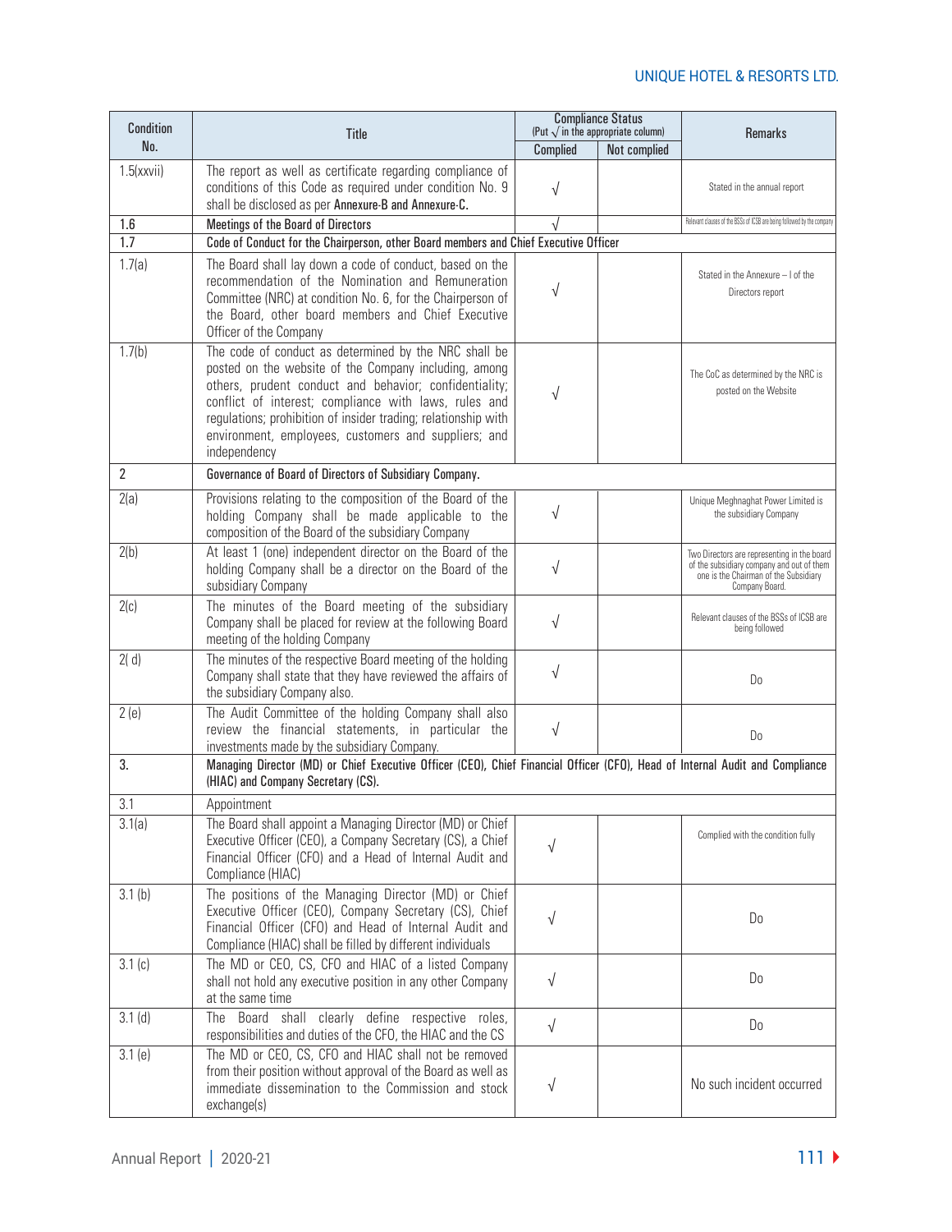| Condition No. | Title | Compliance Status (Put √ in the appropriate column) | | Remarks |
|---|---|---|---|---|
| | | Complied | Not complied | |
| 1.5(xxvii) | The report as well as certificate regarding compliance of conditions of this Code as required under condition No. 9 shall be disclosed as per **Annexure-B** and **Annexure-C.** | √ | | Stated in the annual report |
| **1.6** | **Meetings of the Board of Directors** | √ | | Relevant clauses of the BSSs of ICSB are being followed by the company |
| **1.7** | **Code of Conduct for the Chairperson, other Board members and Chief Executive Officer** | | | |
| 1.7(a) | The Board shall lay down a code of conduct, based on the recommendation of the Nomination and Remuneration Committee (NRC) at condition No. 6, for the Chairperson of the Board, other board members and Chief Executive Officer of the Company | √ | | Stated in the Annexure – I of the Directors report |
| 1.7(b) | The code of conduct as determined by the NRC shall be posted on the website of the Company including, among others, prudent conduct and behavior; confidentiality; conflict of interest; compliance with laws, rules and regulations; prohibition of insider trading; relationship with environment, employees, customers and suppliers; and independency | √ | | The CoC as determined by the NRC is posted on the Website |
| **2** | **Governance of Board of Directors of Subsidiary Company.** | | | |
| 2(a) | Provisions relating to the composition of the Board of the holding Company shall be made applicable to the composition of the Board of the subsidiary Company | √ | | Unique Meghnaghat Power Limited is the subsidiary Company |
| 2(b) | At least 1 (one) independent director on the Board of the holding Company shall be a director on the Board of the subsidiary Company | √ | | Two Directors are representing in the board of the subsidiary company and out of them one is the Chairman of the Subsidiary Company Board. |
| 2(c) | The minutes of the Board meeting of the subsidiary Company shall be placed for review at the following Board meeting of the holding Company | √ | | Relevant clauses of the BSSs of ICSB are being followed |
| 2( d) | The minutes of the respective Board meeting of the holding Company shall state that they have reviewed the affairs of the subsidiary Company also. | √ | | Do |
| 2 (e) | The Audit Committee of the holding Company shall also review the financial statements, in particular the investments made by the subsidiary Company. | √ | | Do |
| **3.** | **Managing Director (MD) or Chief Executive Officer (CEO), Chief Financial Officer (CFO), Head of Internal Audit and Compliance (HIAC) and Company Secretary (CS).** | | | |
| 3.1 | Appointment | | | |
| 3.1(a) | The Board shall appoint a Managing Director (MD) or Chief Executive Officer (CEO), a Company Secretary (CS), a Chief Financial Officer (CFO) and a Head of Internal Audit and Compliance (HIAC) | √ | | Complied with the condition fully |
| 3.1 (b) | The positions of the Managing Director (MD) or Chief Executive Officer (CEO), Company Secretary (CS), Chief Financial Officer (CFO) and Head of Internal Audit and Compliance (HIAC) shall be filled by different individuals | √ | | Do |
| 3.1 (c) | The MD or CEO, CS, CFO and HIAC of a listed Company shall not hold any executive position in any other Company at the same time | √ | | Do |
| 3.1 (d) | The Board shall clearly define respective roles, responsibilities and duties of the CFO, the HIAC and the CS | √ | | Do |
| 3.1 (e) | The MD or CEO, CS, CFO and HIAC shall not be removed from their position without approval of the Board as well as immediate dissemination to the Commission and stock exchange(s) | √ | | No such incident occurred |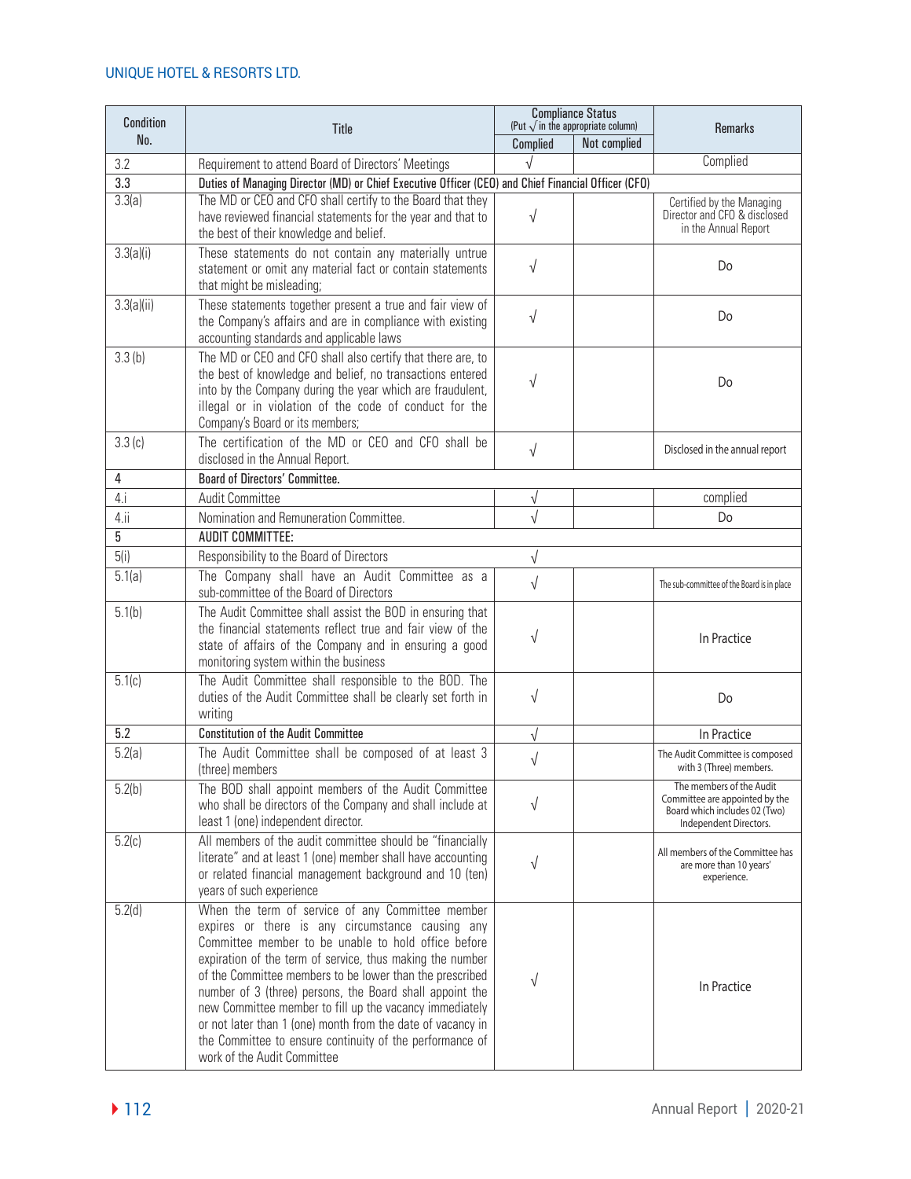| Condition No. | Title | Compliance Status (Put √ in the appropriate column) | | Remarks |
|---|---|---|---|---|
| | | Complied | Not complied | |
| 3.2 | Requirement to attend Board of Directors' Meetings | √ | | Complied |
| **3.3** | **Duties of Managing Director (MD) or Chief Executive Officer (CEO) and Chief Financial Officer (CFO)** | | | |
| 3.3(a) | The MD or CEO and CFO shall certify to the Board that they have reviewed financial statements for the year and that to the best of their knowledge and belief. | √ | | Certified by the Managing Director and CFO & disclosed in the Annual Report |
| 3.3(a)(i) | These statements do not contain any materially untrue statement or omit any material fact or contain statements that might be misleading; | √ | | Do |
| 3.3(a)(ii) | These statements together present a true and fair view of the Company's affairs and are in compliance with existing accounting standards and applicable laws | √ | | Do |
| 3.3 (b) | The MD or CEO and CFO shall also certify that there are, to the best of knowledge and belief, no transactions entered into by the Company during the year which are fraudulent, illegal or in violation of the code of conduct for the Company's Board or its members; | √ | | Do |
| 3.3 (c) | The certification of the MD or CEO and CFO shall be disclosed in the Annual Report. | √ | | Disclosed in the annual report |
| **4** | **Board of Directors' Committee.** | | | |
| 4.i | Audit Committee | √ | | complied |
| 4.ii | Nomination and Remuneration Committee. | √ | | Do |
| **5** | **AUDIT COMMITTEE:** | | | |
| 5(i) | Responsibility to the Board of Directors | √ | | |
| 5.1(a) | The Company shall have an Audit Committee as a sub-committee of the Board of Directors | √ | | The sub-committee of the Board is in place |
| 5.1(b) | The Audit Committee shall assist the BOD in ensuring that the financial statements reflect true and fair view of the state of affairs of the Company and in ensuring a good monitoring system within the business | √ | | In Practice |
| 5.1(c) | The Audit Committee shall responsible to the BOD. The duties of the Audit Committee shall be clearly set forth in writing | √ | | Do |
| **5.2** | **Constitution of the Audit Committee** | √ | | In Practice |
| 5.2(a) | The Audit Committee shall be composed of at least 3 (three) members | √ | | The Audit Committee is composed with 3 (Three) members. |
| 5.2(b) | The BOD shall appoint members of the Audit Committee who shall be directors of the Company and shall include at least 1 (one) independent director. | √ | | The members of the Audit Committee are appointed by the Board which includes 02 (Two) Independent Directors. |
| 5.2(c) | All members of the audit committee should be "financially literate" and at least 1 (one) member shall have accounting or related financial management background and 10 (ten) years of such experience | √ | | All members of the Committee has are more than 10 years' experience. |
| 5.2(d) | When the term of service of any Committee member expires or there is any circumstance causing any Committee member to be unable to hold office before expiration of the term of service, thus making the number of the Committee members to be lower than the prescribed number of 3 (three) persons, the Board shall appoint the new Committee member to fill up the vacancy immediately or not later than 1 (one) month from the date of vacancy in the Committee to ensure continuity of the performance of work of the Audit Committee | √ | | In Practice |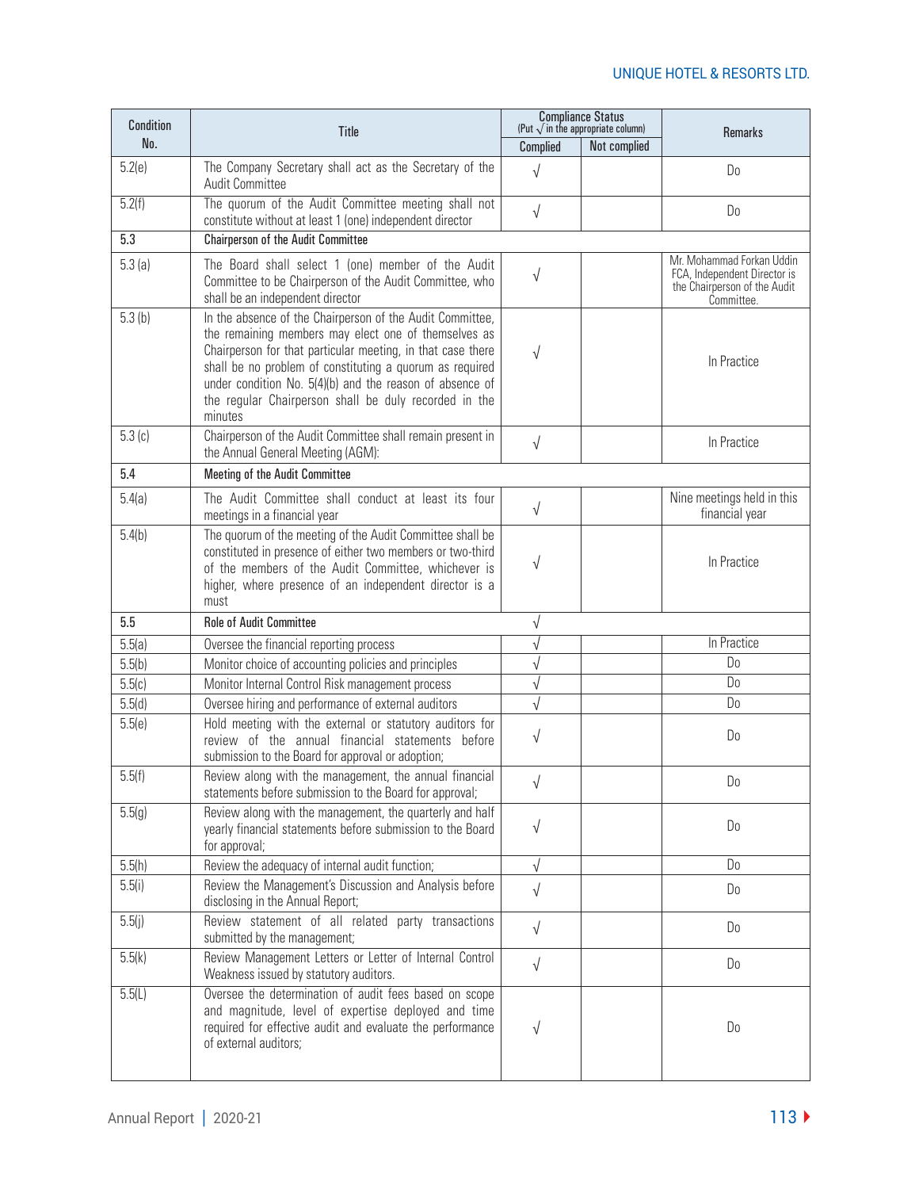| Condition No. | Title | Compliance Status (Put √ in the appropriate column) | | Remarks |
|---|---|---|---|---|
| | | Complied | Not complied | |
| 5.2(e) | The Company Secretary shall act as the Secretary of the Audit Committee | √ | | Do |
| 5.2(f) | The quorum of the Audit Committee meeting shall not constitute without at least 1 (one) independent director | √ | | Do |
| **5.3** | **Chairperson of the Audit Committee** | | | |
| 5.3 (a) | The Board shall select 1 (one) member of the Audit Committee to be Chairperson of the Audit Committee, who shall be an independent director | √ | | Mr. Mohammad Forkan Uddin FCA, Independent Director is the Chairperson of the Audit Committee. |
| 5.3 (b) | In the absence of the Chairperson of the Audit Committee, the remaining members may elect one of themselves as Chairperson for that particular meeting, in that case there shall be no problem of constituting a quorum as required under condition No. 5(4)(b) and the reason of absence of the regular Chairperson shall be duly recorded in the minutes | √ | | In Practice |
| 5.3 (c) | Chairperson of the Audit Committee shall remain present in the Annual General Meeting (AGM): | √ | | In Practice |
| **5.4** | **Meeting of the Audit Committee** | | | |
| 5.4(a) | The Audit Committee shall conduct at least its four meetings in a financial year | √ | | Nine meetings held in this financial year |
| 5.4(b) | The quorum of the meeting of the Audit Committee shall be constituted in presence of either two members or two-third of the members of the Audit Committee, whichever is higher, where presence of an independent director is a must | √ | | In Practice |
| **5.5** | **Role of Audit Committee** | √ | | |
| 5.5(a) | Oversee the financial reporting process | √ | | In Practice |
| 5.5(b) | Monitor choice of accounting policies and principles | √ | | Do |
| 5.5(c) | Monitor Internal Control Risk management process | √ | | Do |
| 5.5(d) | Oversee hiring and performance of external auditors | √ | | Do |
| 5.5(e) | Hold meeting with the external or statutory auditors for review of the annual financial statements before submission to the Board for approval or adoption; | √ | | Do |
| 5.5(f) | Review along with the management, the annual financial statements before submission to the Board for approval; | √ | | Do |
| 5.5(g) | Review along with the management, the quarterly and half yearly financial statements before submission to the Board for approval; | √ | | Do |
| 5.5(h) | Review the adequacy of internal audit function; | √ | | Do |
| 5.5(i) | Review the Management's Discussion and Analysis before disclosing in the Annual Report; | √ | | Do |
| 5.5(j) | Review statement of all related party transactions submitted by the management; | √ | | Do |
| 5.5(k) | Review Management Letters or Letter of Internal Control Weakness issued by statutory auditors. | √ | | Do |
| 5.5(L) | Oversee the determination of audit fees based on scope and magnitude, level of expertise deployed and time required for effective audit and evaluate the performance of external auditors; | √ | | Do |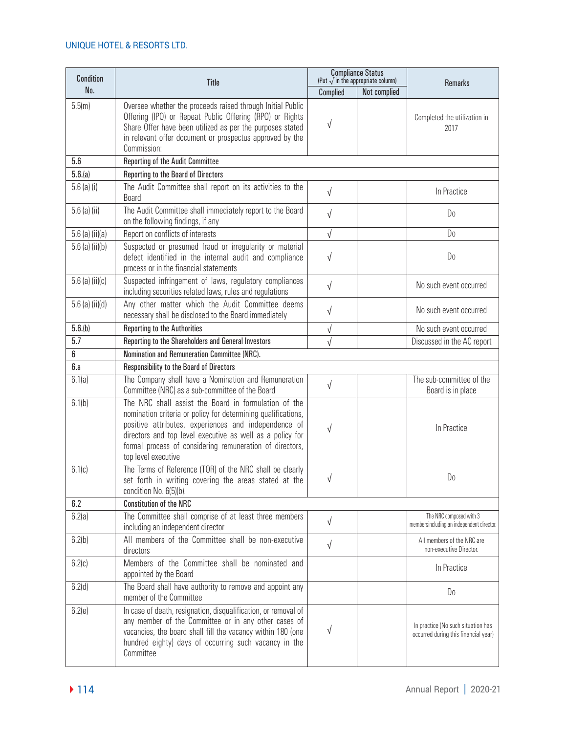| Condition No. | Title | Compliance Status (Put √ in the appropriate column) | | Remarks |
|---|---|---|---|---|
| | | Complied | Not complied | |
| 5.5(m) | Oversee whether the proceeds raised through Initial Public Offering (IPO) or Repeat Public Offering (RPO) or Rights Share Offer have been utilized as per the purposes stated in relevant offer document or prospectus approved by the Commission: | √ | | Completed the utilization in 2017 |
| **5.6** | **Reporting of the Audit Committee** | | | |
| **5.6.(a)** | **Reporting to the Board of Directors** | | | |
| 5.6 (a) (i) | The Audit Committee shall report on its activities to the Board | √ | | In Practice |
| 5.6 (a) (ii) | The Audit Committee shall immediately report to the Board on the following findings, if any | √ | | Do |
| 5.6 (a) (ii)(a) | Report on conflicts of interests | √ | | Do |
| 5.6 (a) (ii)(b) | Suspected or presumed fraud or irregularity or material defect identified in the internal audit and compliance process or in the financial statements | √ | | Do |
| 5.6 (a) (ii)(c) | Suspected infringement of laws, regulatory compliances including securities related laws, rules and regulations | √ | | No such event occurred |
| 5.6 (a) (ii)(d) | Any other matter which the Audit Committee deems necessary shall be disclosed to the Board immediately | √ | | No such event occurred |
| **5.6.(b)** | **Reporting to the Authorities** | √ | | No such event occurred |
| **5.7** | **Reporting to the Shareholders and General Investors** | √ | | Discussed in the AC report |
| **6** | **Nomination and Remuneration Committee (NRC).** | | | |
| **6.a** | **Responsibility to the Board of Directors** | | | |
| 6.1(a) | The Company shall have a Nomination and Remuneration Committee (NRC) as a sub-committee of the Board | √ | | The sub-committee of the Board is in place |
| 6.1(b) | The NRC shall assist the Board in formulation of the nomination criteria or policy for determining qualifications, positive attributes, experiences and independence of directors and top level executive as well as a policy for formal process of considering remuneration of directors, top level executive | √ | | In Practice |
| 6.1(c) | The Terms of Reference (TOR) of the NRC shall be clearly set forth in writing covering the areas stated at the condition No. 6(5)(b). | √ | | Do |
| **6.2** | **Constitution of the NRC** | | | |
| 6.2(a) | The Committee shall comprise of at least three members including an independent director | √ | | The NRC composed with 3 membersincluding an independent director. |
| 6.2(b) | All members of the Committee shall be non-executive directors | √ | | All members of the NRC are non-executive Director. |
| 6.2(c) | Members of the Committee shall be nominated and appointed by the Board | | | In Practice |
| 6.2(d) | The Board shall have authority to remove and appoint any member of the Committee | | | Do |
| 6.2(e) | In case of death, resignation, disqualification, or removal of any member of the Committee or in any other cases of vacancies, the board shall fill the vacancy within 180 (one hundred eighty) days of occurring such vacancy in the Committee | √ | | In practice (No such situation has occurred during this financial year) |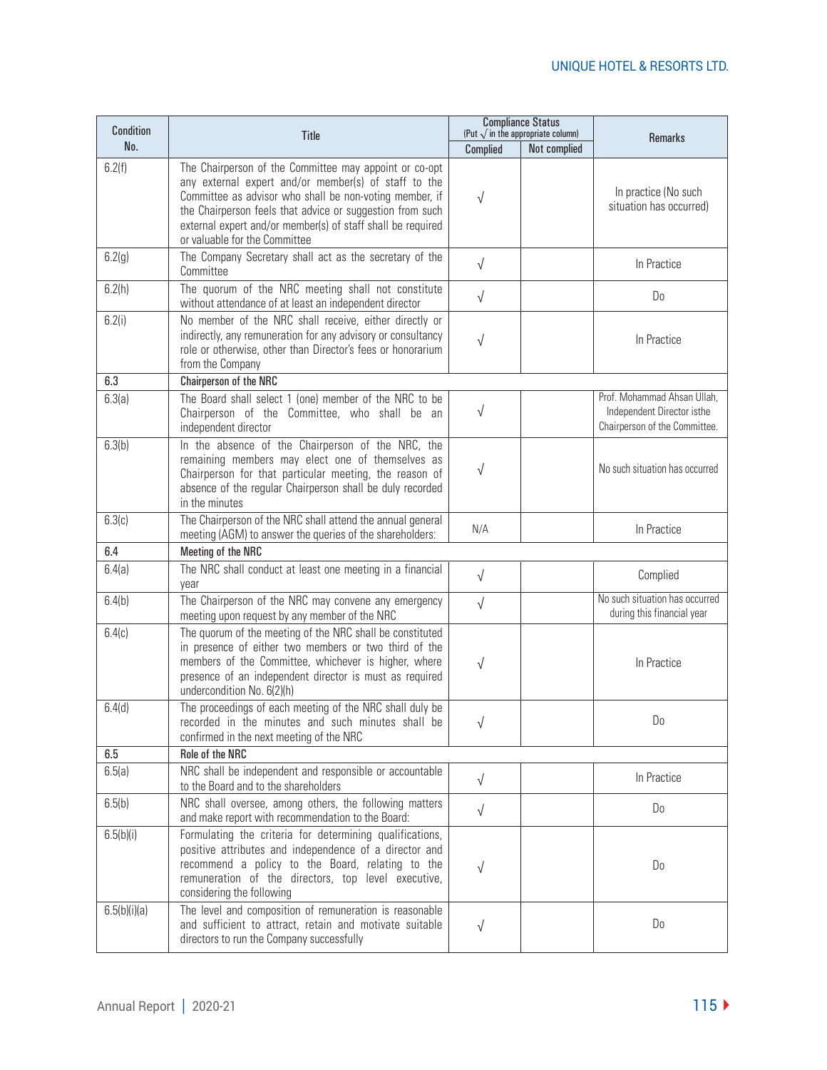| Condition No. | Title | Compliance Status (Put √ in the appropriate column) | | Remarks |
|---|---|---|---|---|
| | | Complied | Not complied | |
| 6.2(f) | The Chairperson of the Committee may appoint or co-opt any external expert and/or member(s) of staff to the Committee as advisor who shall be non-voting member, if the Chairperson feels that advice or suggestion from such external expert and/or member(s) of staff shall be required or valuable for the Committee | √ | | In practice (No such situation has occurred) |
| 6.2(g) | The Company Secretary shall act as the secretary of the Committee | √ | | In Practice |
| 6.2(h) | The quorum of the NRC meeting shall not constitute without attendance of at least an independent director | √ | | Do |
| 6.2(i) | No member of the NRC shall receive, either directly or indirectly, any remuneration for any advisory or consultancy role or otherwise, other than Director's fees or honorarium from the Company | √ | | In Practice |
| **6.3** | **Chairperson of the NRC** | | | |
| 6.3(a) | The Board shall select 1 (one) member of the NRC to be Chairperson of the Committee, who shall be an independent director | √ | | Prof. Mohammad Ahsan Ullah, Independent Director isthe Chairperson of the Committee. |
| 6.3(b) | In the absence of the Chairperson of the NRC, the remaining members may elect one of themselves as Chairperson for that particular meeting, the reason of absence of the regular Chairperson shall be duly recorded in the minutes | √ | | No such situation has occurred |
| 6.3(c) | The Chairperson of the NRC shall attend the annual general meeting (AGM) to answer the queries of the shareholders: | N/A | | In Practice |
| **6.4** | **Meeting of the NRC** | | | |
| 6.4(a) | The NRC shall conduct at least one meeting in a financial year | √ | | Complied |
| 6.4(b) | The Chairperson of the NRC may convene any emergency meeting upon request by any member of the NRC | √ | | No such situation has occurred during this financial year |
| 6.4(c) | The quorum of the meeting of the NRC shall be constituted in presence of either two members or two third of the members of the Committee, whichever is higher, where presence of an independent director is must as required undercondition No. 6(2)(h) | √ | | In Practice |
| 6.4(d) | The proceedings of each meeting of the NRC shall duly be recorded in the minutes and such minutes shall be confirmed in the next meeting of the NRC | √ | | Do |
| **6.5** | **Role of the NRC** | | | |
| 6.5(a) | NRC shall be independent and responsible or accountable to the Board and to the shareholders | √ | | In Practice |
| 6.5(b) | NRC shall oversee, among others, the following matters and make report with recommendation to the Board: | √ | | Do |
| 6.5(b)(i) | Formulating the criteria for determining qualifications, positive attributes and independence of a director and recommend a policy to the Board, relating to the remuneration of the directors, top level executive, considering the following | √ | | Do |
| 6.5(b)(i)(a) | The level and composition of remuneration is reasonable and sufficient to attract, retain and motivate suitable directors to run the Company successfully | √ | | Do |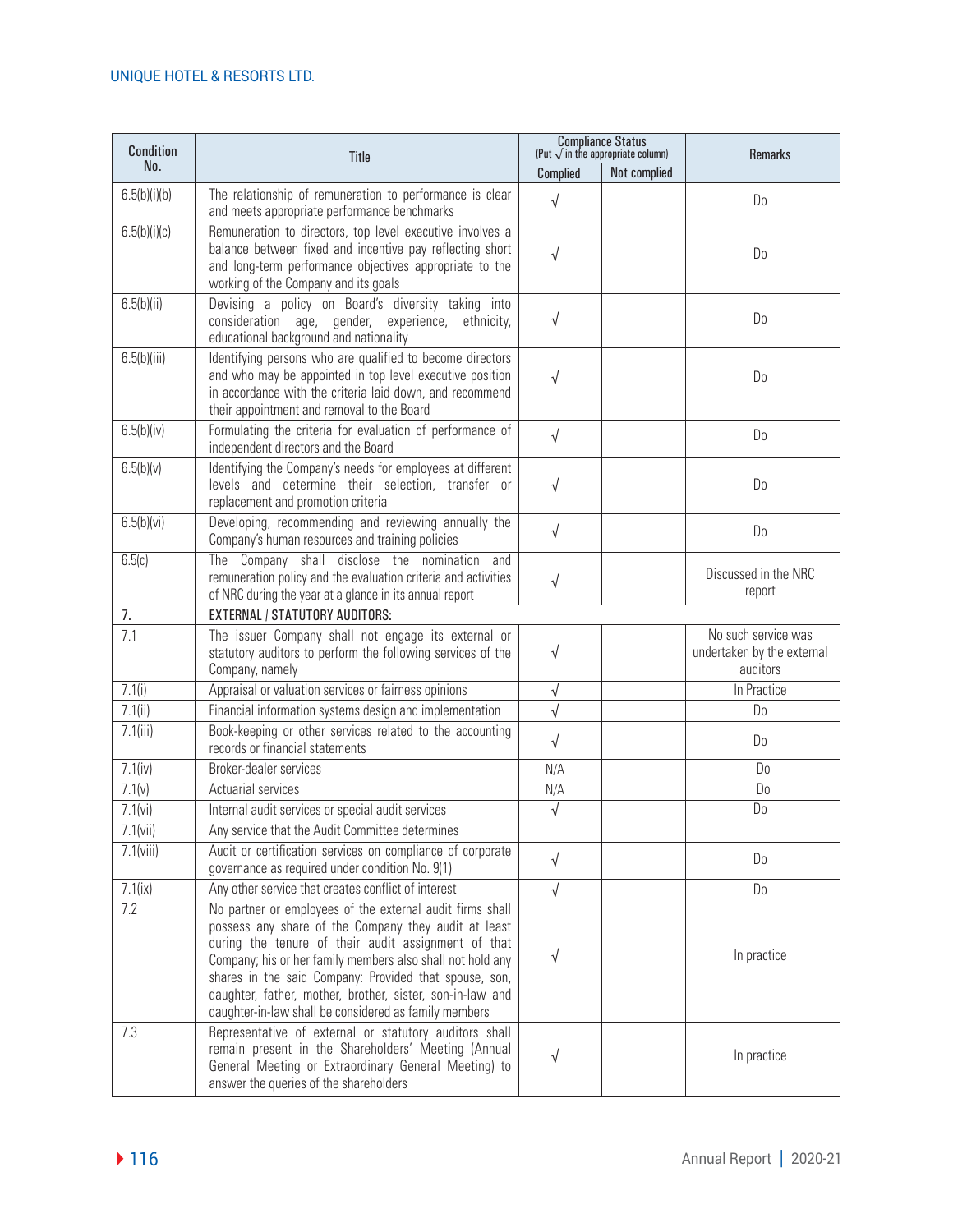| Condition No. | Title | Compliance Status (Put √ in the appropriate column) | | Remarks |
|---|---|---|---|---|
| | | Complied | Not complied | |
| 6.5(b)(i)(b) | The relationship of remuneration to performance is clear and meets appropriate performance benchmarks | √ | | Do |
| 6.5(b)(i)(c) | Remuneration to directors, top level executive involves a balance between fixed and incentive pay reflecting short and long-term performance objectives appropriate to the working of the Company and its goals | √ | | Do |
| 6.5(b)(ii) | Devising a policy on Board's diversity taking into consideration age, gender, experience, ethnicity, educational background and nationality | √ | | Do |
| 6.5(b)(iii) | Identifying persons who are qualified to become directors and who may be appointed in top level executive position in accordance with the criteria laid down, and recommend their appointment and removal to the Board | √ | | Do |
| 6.5(b)(iv) | Formulating the criteria for evaluation of performance of independent directors and the Board | √ | | Do |
| 6.5(b)(v) | Identifying the Company's needs for employees at different levels and determine their selection, transfer or replacement and promotion criteria | √ | | Do |
| 6.5(b)(vi) | Developing, recommending and reviewing annually the Company's human resources and training policies | √ | | Do |
| 6.5(c) | The Company shall disclose the nomination and remuneration policy and the evaluation criteria and activities of NRC during the year at a glance in its annual report | √ | | Discussed in the NRC report |
| 7. | EXTERNAL / STATUTORY AUDITORS: | | | |
| 7.1 | The issuer Company shall not engage its external or statutory auditors to perform the following services of the Company, namely | √ | | No such service was undertaken by the external auditors |
| 7.1(i) | Appraisal or valuation services or fairness opinions | √ | | In Practice |
| 7.1(ii) | Financial information systems design and implementation | √ | | Do |
| 7.1(iii) | Book-keeping or other services related to the accounting records or financial statements | √ | | Do |
| 7.1(iv) | Broker-dealer services | N/A | | Do |
| 7.1(v) | Actuarial services | N/A | | Do |
| 7.1(vi) | Internal audit services or special audit services | √ | | Do |
| 7.1(vii) | Any service that the Audit Committee determines | | | |
| 7.1(viii) | Audit or certification services on compliance of corporate governance as required under condition No. 9(1) | √ | | Do |
| 7.1(ix) | Any other service that creates conflict of interest | √ | | Do |
| 7.2 | No partner or employees of the external audit firms shall possess any share of the Company they audit at least during the tenure of their audit assignment of that Company; his or her family members also shall not hold any shares in the said Company: Provided that spouse, son, daughter, father, mother, brother, sister, son-in-law and daughter-in-law shall be considered as family members | √ | | In practice |
| 7.3 | Representative of external or statutory auditors shall remain present in the Shareholders' Meeting (Annual General Meeting or Extraordinary General Meeting) to answer the queries of the shareholders | √ | | In practice |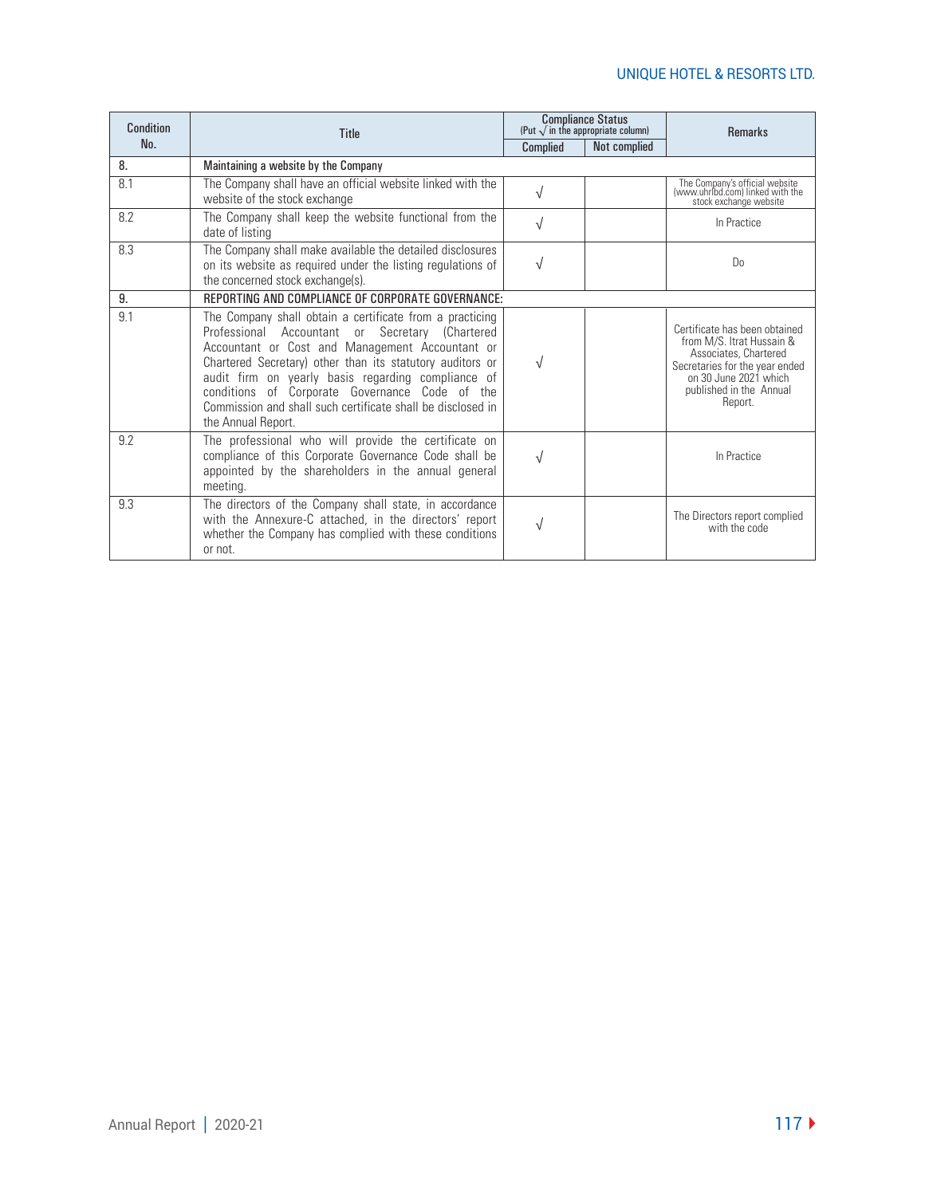| Condition No. | Title | Compliance Status (Put √ in the appropriate column) | | Remarks |
|---|---|---|---|---|
| | | Complied | Not complied | |
| 8. | Maintaining a website by the Company | | | |
| 8.1 | The Company shall have an official website linked with the website of the stock exchange | √ | | The Company's official website (www.uhrlbd.com) linked with the stock exchange website |
| 8.2 | The Company shall keep the website functional from the date of listing | √ | | In Practice |
| 8.3 | The Company shall make available the detailed disclosures on its website as required under the listing regulations of the concerned stock exchange(s). | √ | | Do |
| 9. | REPORTING AND COMPLIANCE OF CORPORATE GOVERNANCE: | | | |
| 9.1 | The Company shall obtain a certificate from a practicing Professional Accountant or Secretary (Chartered Accountant or Cost and Management Accountant or Chartered Secretary) other than its statutory auditors or audit firm on yearly basis regarding compliance of conditions of Corporate Governance Code of the Commission and shall such certificate shall be disclosed in the Annual Report. | √ | | Certificate has been obtained from M/S. Itrat Hussain & Associates, Chartered Secretaries for the year ended on 30 June 2021 which published in the Annual Report. |
| 9.2 | The professional who will provide the certificate on compliance of this Corporate Governance Code shall be appointed by the shareholders in the annual general meeting. | √ | | In Practice |
| 9.3 | The directors of the Company shall state, in accordance with the Annexure-C attached, in the directors' report whether the Company has complied with these conditions or not. | √ | | The Directors report complied with the code |